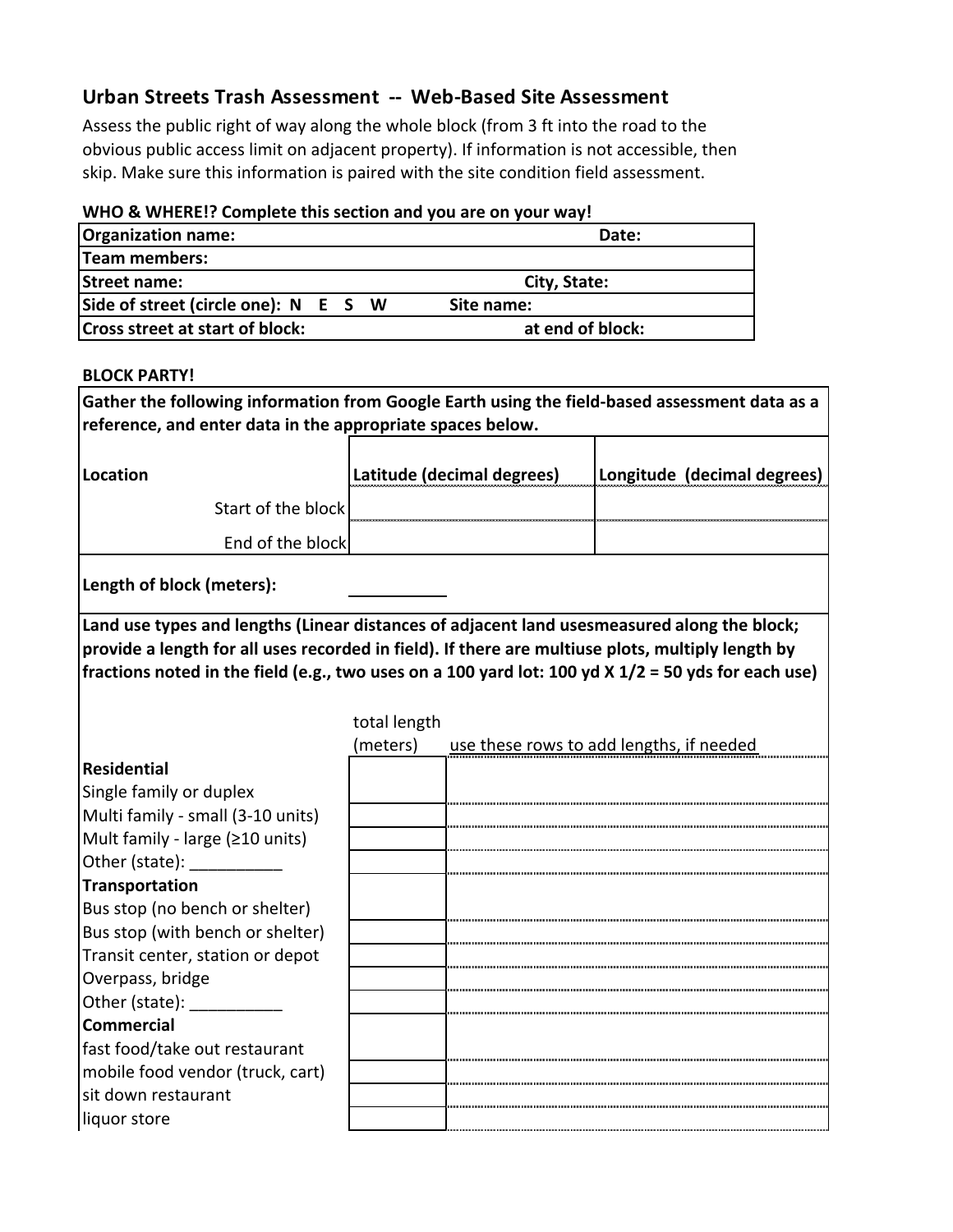## Urban Streets Trash Assessment -- Web-Based Site Assessment

Assess the public right of way along the whole block (from 3 ft into the road to the obvious public access limit on adjacent property). If information is not accessible, then skip. Make sure this information is paired with the site condition field assessment.

**WHO & WHERE!? Complete this section and you are on your way!**

| | |
|---|---|
| **Organization name:** | **Date:** |
| **Team members:** | |
| **Street name:** | **City, State:** |
| **Side of street (circle one): N E S W** | **Site name:** |
| **Cross street at start of block:** | **at end of block:** |

**BLOCK PARTY!**

**Gather the following information from Google Earth using the field-based assessment data as a reference, and enter data in the appropriate spaces below.**

| **Location** | **Latitude (decimal degrees)** | **Longitude (decimal degrees)** |
|---|---|---|
| Start of the block | | |
| End of the block | | |

**Length of block (meters):** ___________

**Land use types and lengths (Linear distances of adjacent land usesmeasured along the block; provide a length for all uses recorded in field). If there are multiuse plots, multiply length by fractions noted in the field (e.g., two uses on a 100 yard lot: 100 yd X 1/2 = 50 yds for each use)**

| | total length (meters) | use these rows to add lengths, if needed |
|---|---|---|
| **Residential** | | |
| Single family or duplex | | |
| Multi family - small (3-10 units) | | |
| Mult family - large (≥10 units) | | |
| Other (state): __________ | | |
| **Transportation** | | |
| Bus stop (no bench or shelter) | | |
| Bus stop (with bench or shelter) | | |
| Transit center, station or depot | | |
| Overpass, bridge | | |
| Other (state): __________ | | |
| **Commercial** | | |
| fast food/take out restaurant | | |
| mobile food vendor (truck, cart) | | |
| sit down restaurant | | |
| liquor store | | |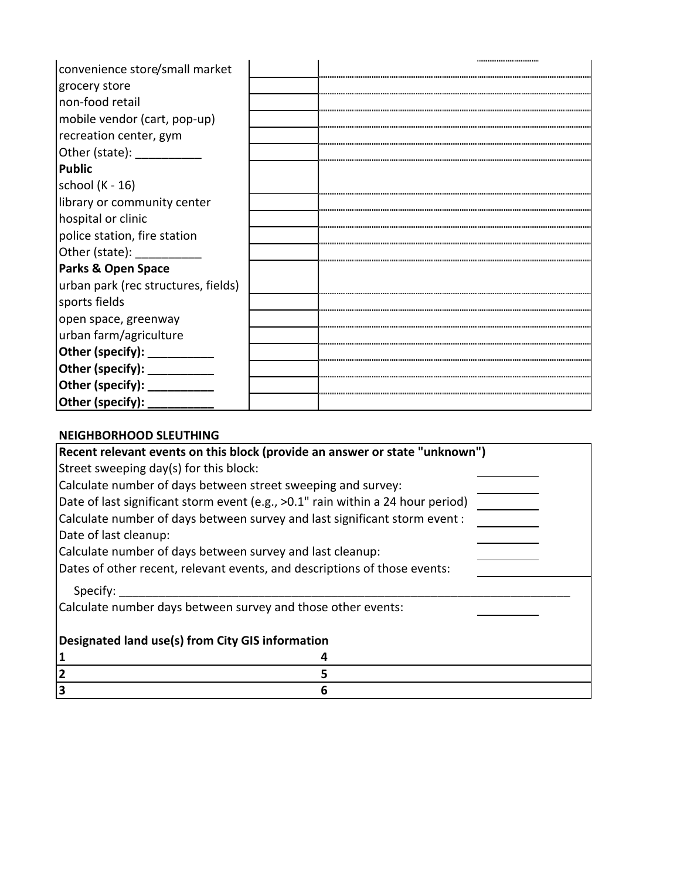| | | |
|---|---|---|
| convenience store/small market | | |
| grocery store | | |
| non-food retail | | |
| mobile vendor (cart, pop-up) | | |
| recreation center, gym | | |
| Other (state): __________ | | |
| **Public** | | |
| school (K - 16) | | |
| library or community center | | |
| hospital or clinic | | |
| police station, fire station | | |
| Other (state): __________ | | |
| **Parks & Open Space** | | |
| urban park (rec structures, fields) | | |
| sports fields | | |
| open space, greenway | | |
| urban farm/agriculture | | |
| **Other (specify): __________** | | |
| **Other (specify): __________** | | |
| **Other (specify): __________** | | |
| **Other (specify): __________** | | |

**NEIGHBORHOOD SLEUTHING**

**Recent relevant events on this block (provide an answer or state "unknown")**

Street sweeping day(s) for this block: __________

Calculate number of days between street sweeping and survey: __________

Date of last significant storm event (e.g., >0.1" rain within a 24 hour period) __________

Calculate number of days between survey and last significant storm event : __________

Date of last cleanup: __________

Calculate number of days between survey and last cleanup: __________

Dates of other recent, relevant events, and descriptions of those events: __________

Specify: ______________________________________________________________________

Calculate number days between survey and those other events: __________

**Designated land use(s) from City GIS information**

| | |
|---|---|
| **1** | **4** |
| **2** | **5** |
| **3** | **6** |